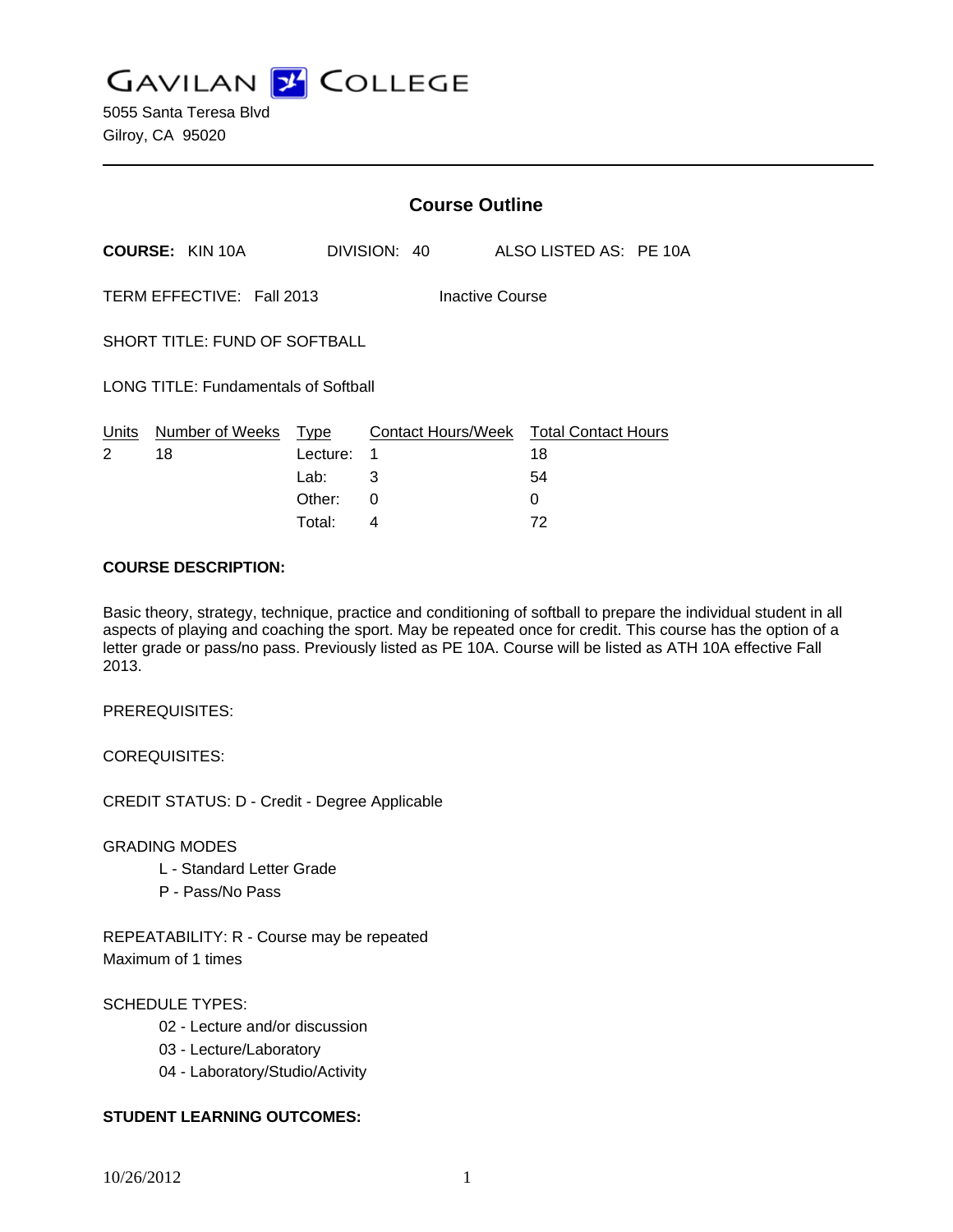# GAVILAN COLLEGE

5055 Santa Teresa Blvd
Gilroy, CA 95020

## Course Outline

**COURSE:** KIN 10A DIVISION: 40 ALSO LISTED AS: PE 10A

TERM EFFECTIVE: Fall 2013 Inactive Course

SHORT TITLE: FUND OF SOFTBALL

LONG TITLE: Fundamentals of Softball

| Units | Number of Weeks | Type | Contact Hours/Week | Total Contact Hours |
|---|---|---|---|---|
| 2 | 18 | Lecture: | 1 | 18 |
| | | Lab: | 3 | 54 |
| | | Other: | 0 | 0 |
| | | Total: | 4 | 72 |

**COURSE DESCRIPTION:**

Basic theory, strategy, technique, practice and conditioning of softball to prepare the individual student in all aspects of playing and coaching the sport. May be repeated once for credit. This course has the option of a letter grade or pass/no pass. Previously listed as PE 10A. Course will be listed as ATH 10A effective Fall 2013.

PREREQUISITES:

COREQUISITES:

CREDIT STATUS: D - Credit - Degree Applicable

GRADING MODES

- L - Standard Letter Grade
- P - Pass/No Pass

REPEATABILITY: R - Course may be repeated
Maximum of 1 times

SCHEDULE TYPES:

- 02 - Lecture and/or discussion
- 03 - Lecture/Laboratory
- 04 - Laboratory/Studio/Activity

**STUDENT LEARNING OUTCOMES:**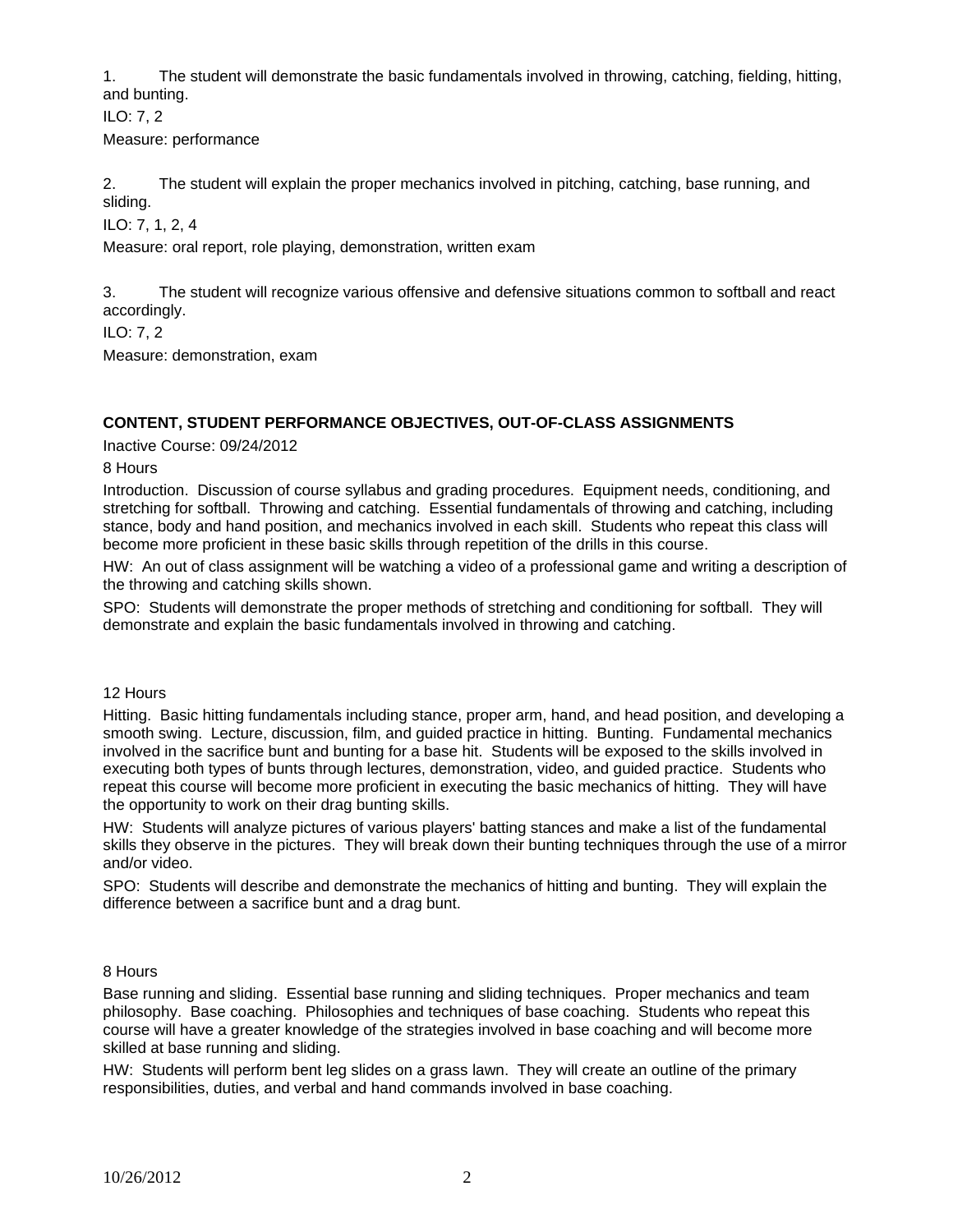1. The student will demonstrate the basic fundamentals involved in throwing, catching, fielding, hitting, and bunting.

ILO: 7, 2

Measure: performance

2. The student will explain the proper mechanics involved in pitching, catching, base running, and sliding.

ILO: 7, 1, 2, 4

Measure: oral report, role playing, demonstration, written exam

3. The student will recognize various offensive and defensive situations common to softball and react accordingly.

ILO: 7, 2

Measure: demonstration, exam

## CONTENT, STUDENT PERFORMANCE OBJECTIVES, OUT-OF-CLASS ASSIGNMENTS

Inactive Course: 09/24/2012

8 Hours

Introduction. Discussion of course syllabus and grading procedures. Equipment needs, conditioning, and stretching for softball. Throwing and catching. Essential fundamentals of throwing and catching, including stance, body and hand position, and mechanics involved in each skill. Students who repeat this class will become more proficient in these basic skills through repetition of the drills in this course.

HW: An out of class assignment will be watching a video of a professional game and writing a description of the throwing and catching skills shown.

SPO: Students will demonstrate the proper methods of stretching and conditioning for softball. They will demonstrate and explain the basic fundamentals involved in throwing and catching.

12 Hours

Hitting. Basic hitting fundamentals including stance, proper arm, hand, and head position, and developing a smooth swing. Lecture, discussion, film, and guided practice in hitting. Bunting. Fundamental mechanics involved in the sacrifice bunt and bunting for a base hit. Students will be exposed to the skills involved in executing both types of bunts through lectures, demonstration, video, and guided practice. Students who repeat this course will become more proficient in executing the basic mechanics of hitting. They will have the opportunity to work on their drag bunting skills.

HW: Students will analyze pictures of various players' batting stances and make a list of the fundamental skills they observe in the pictures. They will break down their bunting techniques through the use of a mirror and/or video.

SPO: Students will describe and demonstrate the mechanics of hitting and bunting. They will explain the difference between a sacrifice bunt and a drag bunt.

8 Hours

Base running and sliding. Essential base running and sliding techniques. Proper mechanics and team philosophy. Base coaching. Philosophies and techniques of base coaching. Students who repeat this course will have a greater knowledge of the strategies involved in base coaching and will become more skilled at base running and sliding.

HW: Students will perform bent leg slides on a grass lawn. They will create an outline of the primary responsibilities, duties, and verbal and hand commands involved in base coaching.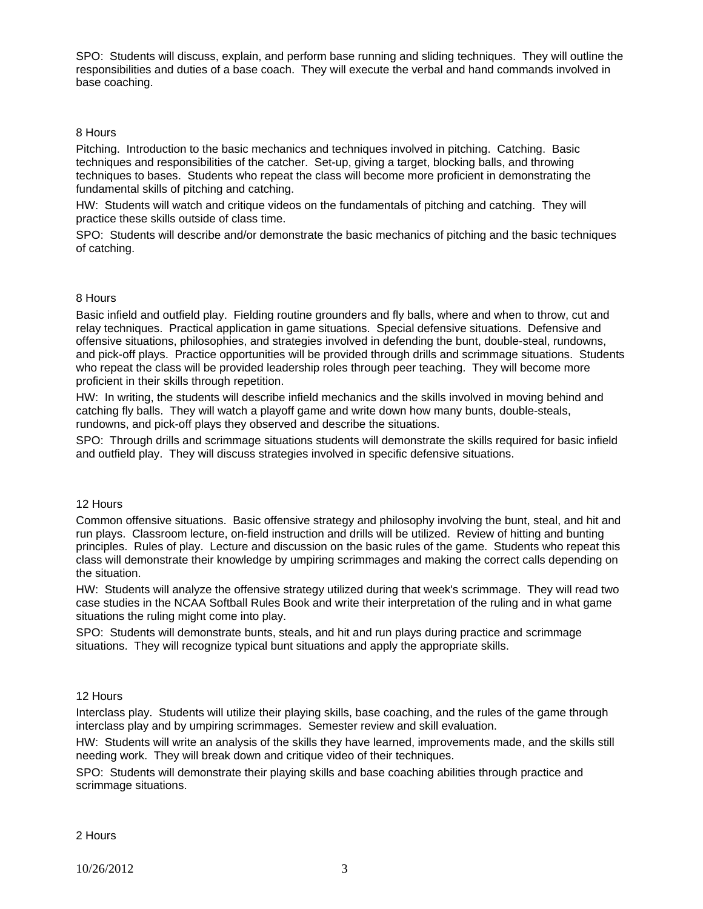SPO:  Students will discuss, explain, and perform base running and sliding techniques.  They will outline the responsibilities and duties of a base coach.  They will execute the verbal and hand commands involved in base coaching.

8 Hours

Pitching.  Introduction to the basic mechanics and techniques involved in pitching.  Catching.  Basic techniques and responsibilities of the catcher.  Set-up, giving a target, blocking balls, and throwing techniques to bases.  Students who repeat the class will become more proficient in demonstrating the fundamental skills of pitching and catching.

HW:  Students will watch and critique videos on the fundamentals of pitching and catching.  They will practice these skills outside of class time.

SPO:  Students will describe and/or demonstrate the basic mechanics of pitching and the basic techniques of catching.

8 Hours

Basic infield and outfield play.  Fielding routine grounders and fly balls, where and when to throw, cut and relay techniques.  Practical application in game situations.  Special defensive situations.  Defensive and offensive situations, philosophies, and strategies involved in defending the bunt, double-steal, rundowns, and pick-off plays.  Practice opportunities will be provided through drills and scrimmage situations.  Students who repeat the class will be provided leadership roles through peer teaching.  They will become more proficient in their skills through repetition.

HW:  In writing, the students will describe infield mechanics and the skills involved in moving behind and catching fly balls.  They will watch a playoff game and write down how many bunts, double-steals, rundowns, and pick-off plays they observed and describe the situations.

SPO:  Through drills and scrimmage situations students will demonstrate the skills required for basic infield and outfield play.  They will discuss strategies involved in specific defensive situations.

12 Hours

Common offensive situations.  Basic offensive strategy and philosophy involving the bunt, steal, and hit and run plays.  Classroom lecture, on-field instruction and drills will be utilized.  Review of hitting and bunting principles.  Rules of play.  Lecture and discussion on the basic rules of the game.  Students who repeat this class will demonstrate their knowledge by umpiring scrimmages and making the correct calls depending on the situation.

HW:  Students will analyze the offensive strategy utilized during that week's scrimmage.  They will read two case studies in the NCAA Softball Rules Book and write their interpretation of the ruling and in what game situations the ruling might come into play.

SPO:  Students will demonstrate bunts, steals, and hit and run plays during practice and scrimmage situations.  They will recognize typical bunt situations and apply the appropriate skills.

12 Hours

Interclass play.  Students will utilize their playing skills, base coaching, and the rules of the game through interclass play and by umpiring scrimmages.  Semester review and skill evaluation.

HW:  Students will write an analysis of the skills they have learned, improvements made, and the skills still needing work.  They will break down and critique video of their techniques.

SPO:  Students will demonstrate their playing skills and base coaching abilities through practice and scrimmage situations.

2 Hours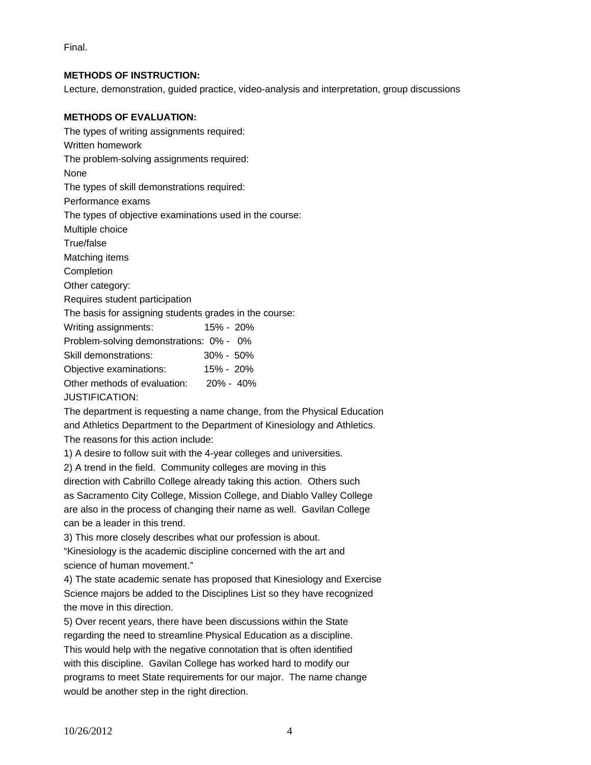Final.

**METHODS OF INSTRUCTION:**

Lecture, demonstration, guided practice, video-analysis and interpretation, group discussions

**METHODS OF EVALUATION:**

The types of writing assignments required:

Written homework

The problem-solving assignments required:

None

The types of skill demonstrations required:

Performance exams

The types of objective examinations used in the course:

Multiple choice

True/false

Matching items

Completion

Other category:

Requires student participation

The basis for assigning students grades in the course:

| | |
|---|---|
| Writing assignments: | 15% - 20% |
| Problem-solving demonstrations: | 0% - 0% |
| Skill demonstrations: | 30% - 50% |
| Objective examinations: | 15% - 20% |
| Other methods of evaluation: | 20% - 40% |

JUSTIFICATION:

The department is requesting a name change, from the Physical Education and Athletics Department to the Department of Kinesiology and Athletics. The reasons for this action include:

1) A desire to follow suit with the 4-year colleges and universities.

2) A trend in the field. Community colleges are moving in this direction with Cabrillo College already taking this action. Others such as Sacramento City College, Mission College, and Diablo Valley College are also in the process of changing their name as well. Gavilan College can be a leader in this trend.

3) This more closely describes what our profession is about. "Kinesiology is the academic discipline concerned with the art and science of human movement."

4) The state academic senate has proposed that Kinesiology and Exercise Science majors be added to the Disciplines List so they have recognized the move in this direction.

5) Over recent years, there have been discussions within the State regarding the need to streamline Physical Education as a discipline. This would help with the negative connotation that is often identified with this discipline. Gavilan College has worked hard to modify our programs to meet State requirements for our major. The name change would be another step in the right direction.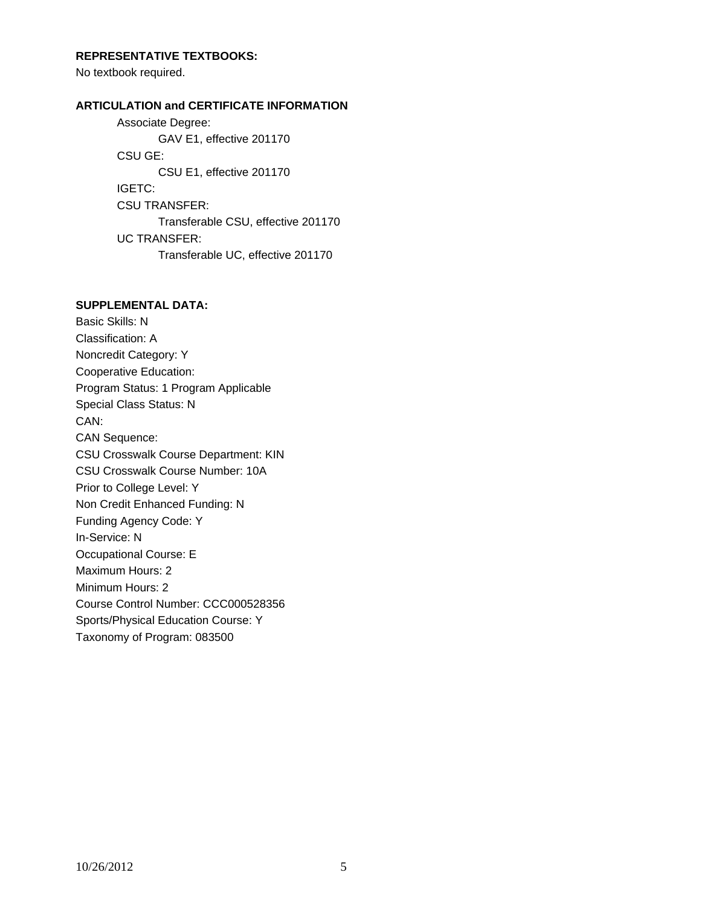**REPRESENTATIVE TEXTBOOKS:**

No textbook required.

**ARTICULATION and CERTIFICATE INFORMATION**

Associate Degree:
- GAV E1, effective 201170

CSU GE:
- CSU E1, effective 201170

IGETC:

CSU TRANSFER:
- Transferable CSU, effective 201170

UC TRANSFER:
- Transferable UC, effective 201170

**SUPPLEMENTAL DATA:**

Basic Skills: N
Classification: A
Noncredit Category: Y
Cooperative Education:
Program Status: 1 Program Applicable
Special Class Status: N
CAN:
CAN Sequence:
CSU Crosswalk Course Department: KIN
CSU Crosswalk Course Number: 10A
Prior to College Level: Y
Non Credit Enhanced Funding: N
Funding Agency Code: Y
In-Service: N
Occupational Course: E
Maximum Hours: 2
Minimum Hours: 2
Course Control Number: CCC000528356
Sports/Physical Education Course: Y
Taxonomy of Program: 083500